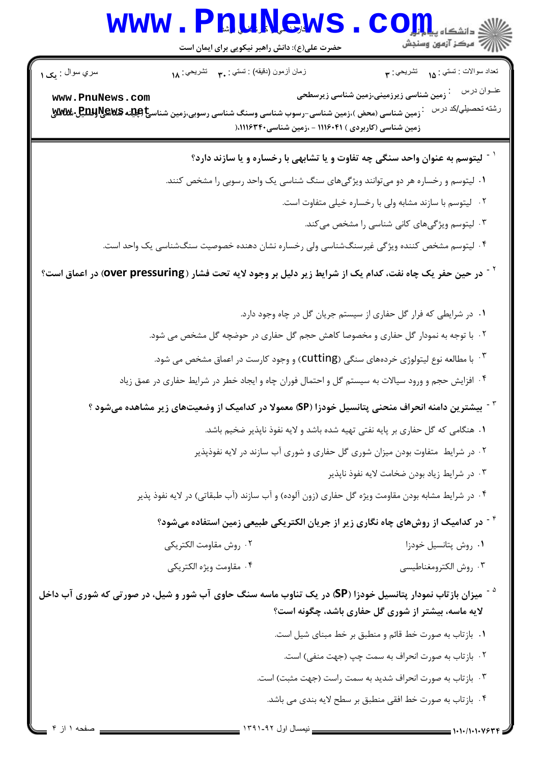www.PnuNews.com

کارشناسی و کارشناسی ارشد
حضرت علی(ع): دانش راهبر نیکویی برای ایمان است

دانشگاه پیام نور
مرکز آزمون وسنجش

سري سوال : یک ۱ | زمان آزمون (دقیقه) : تستی : ۳۰ تشریحی: ۱۸ | تعداد سوالات : تستی : ۱۵ تشریحی : ۳

عنـوان درس : زمین شناسی زیرزمینی،زمین شناسی زیرسطحی

رشته تحصيلي/کد درس : زمین شناسی (محض )،زمین شناسی-رسوب شناسی وسنگ شناسی رسوبی،زمین شناسی (چینه شناسی وفسیل شناسی) ، زمین شناسی (کاربردی ) ۱۱۱۶۰۴۱ - ،زمین شناسی۱۱۱۶۳۴۰،(

www.PnuNews.com
www.PnuNews.net

۱- لیتوسم به عنوان واحد سنگی چه تفاوت و یا تشابهی با رخساره و یا سازند دارد؟

۱. لیتوسم و رخساره هر دو می‌توانند ویژگی‌های سنگ شناسی یک واحد رسوبی را مشخص کنند.

۲. لیتوسم با سازند مشابه ولی با رخساره خیلی متفاوت است.

۳. لیتوسم ویژگی‌های کانی شناسی را مشخص می‌کند.

۴. لیتوسم مشخص کننده ویژگی غیرسنگ‌شناسی ولی رخساره نشان دهنده خصوصیت سنگ‌شناسی یک واحد است.

۲- در حین حفر یک چاه نفت، کدام یک از شرایط زیر دلیل بر وجود لایه تحت فشار (over pressuring) در اعماق است؟

۱. در شرایطی که فرار گل حفاری از سیستم جریان گل در چاه وجود دارد.

۲. با توجه به نمودار گل حفاری و مخصوصا کاهش حجم گل حفاری در حوضچه گل مشخص می شود.

۳. با مطالعه نوع لیتولوژی خرده‌های سنگی (cutting) و وجود کارست در اعماق مشخص می شود.

۴. افزایش حجم و ورود سیالات به سیستم گل و احتمال فوران چاه و ایجاد خطر در شرایط حفاری در عمق زیاد

۳- بیشترین دامنه انحراف منحنی پتانسیل خودزا (SP) معمولا در کدامیک از وضعیت‌های زیر مشاهده می‌شود ؟

۱. هنگامی که گل حفاری بر پایه نفتی تهیه شده باشد و لایه نفوذ ناپذیر ضخیم باشد.

۲. در شرایط متفاوت بودن میزان شوری گل حفاری و شوری آب سازند در لایه نفوذپذیر

۳. در شرایط زیاد بودن ضخامت لایه نفوذ ناپذیر

۴. در شرایط مشابه بودن مقاومت ویژه گل حفاری (زون آلوده) و آب سازند (آب طبقاتی) در لایه نفوذ پذیر

۴- در کدامیک از روش‌های چاه نگاری زیر از جریان الکتریکی طبیعی زمین استفاده می‌شود؟

۱. روش پتانسیل خودزا

۲. روش مقاومت الکتریکی

۳. روش الکترومغناطیسی

۴. مقاومت ویژه الکتریکی

۵- میزان بازتاب نمودار پتانسیل خودزا (SP) در یک تناوب ماسه سنگ حاوی آب شور و شیل، در صورتی که شوری آب داخل لایه ماسه، بیشتر از شوری گل حفاری باشد، چگونه است؟

۱. بازتاب به صورت خط قائم و منطبق بر خط مبنای شیل است.

۲. بازتاب به صورت انحراف به سمت چپ (جهت منفی) است.

۳. بازتاب به صورت انحراف شدید به سمت راست (جهت مثبت) است.

۴. بازتاب به صورت خط افقی منطبق بر سطح لایه بندی می باشد.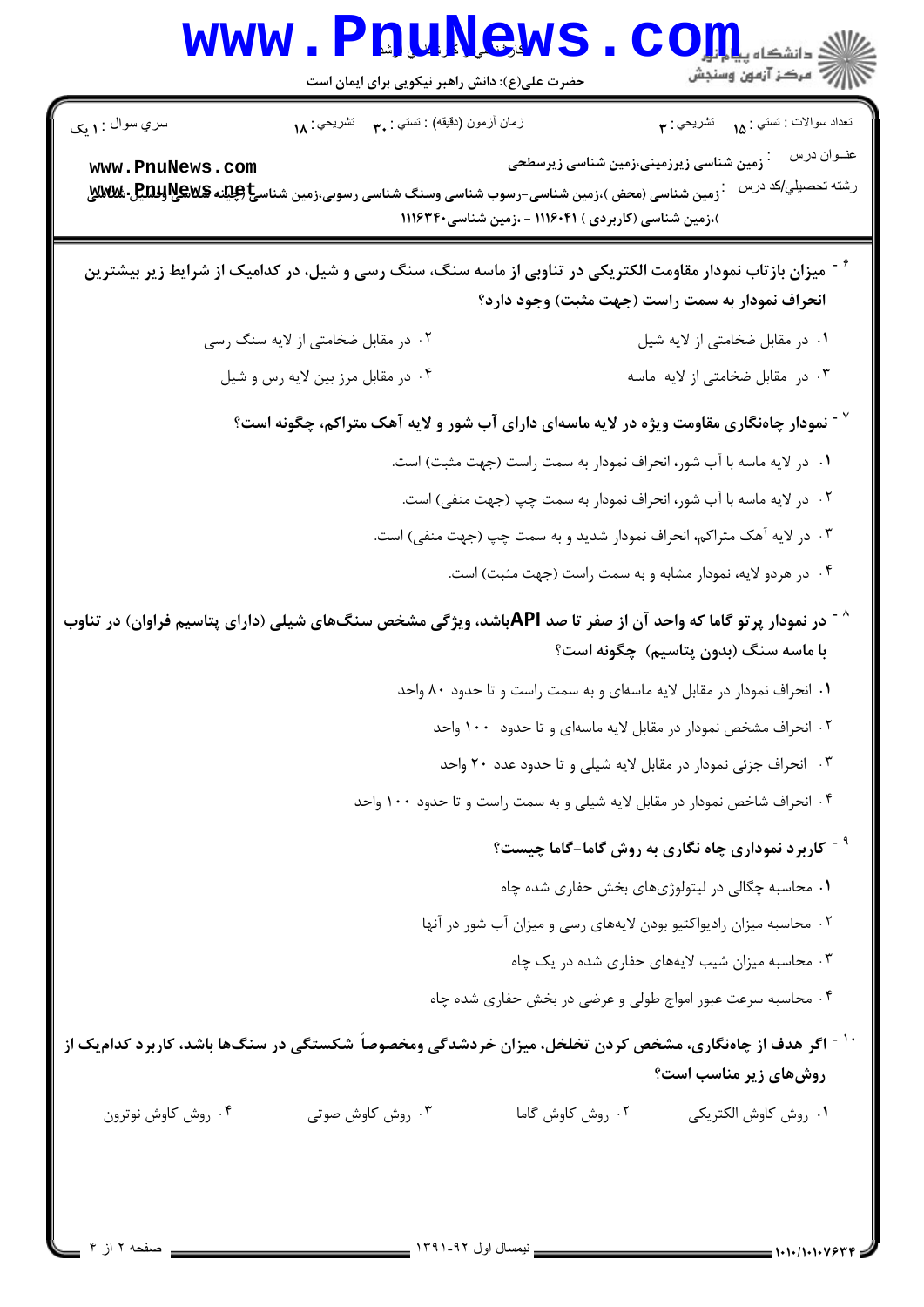۶ - میزان بازتاب نمودار مقاومت الکتریکی در تناوبی از ماسه سنگ، سنگ رسی و شیل، در کدامیک از شرایط زیر بیشترین انحراف نمودار به سمت راست (جهت مثبت) وجود دارد؟

۱. در مقابل ضخامتی از لایه شیل

۲. در مقابل ضخامتی از لایه سنگ رسی

۳. در مقابل ضخامتی از لایه ماسه

۴. در مقابل مرز بین لایه رس و شیل

۷ - نمودار چاه‌نگاری مقاومت ویژه در لایه ماسه‌ای دارای آب شور و لایه آهک متراکم، چگونه است؟

۱. در لایه ماسه با آب شور، انحراف نمودار به سمت راست (جهت مثبت) است.

۲. در لایه ماسه با آب شور، انحراف نمودار به سمت چپ (جهت منفی) است.

۳. در لایه آهک متراکم، انحراف نمودار شدید و به سمت چپ (جهت منفی) است.

۴. در هردو لایه، نمودار مشابه و به سمت راست (جهت مثبت) است.

۸ - در نمودار پرتو گاما که واحد آن از صفر تا صد APIباشد، ویژگی مشخص سنگ‌های شیلی (دارای پتاسیم فراوان) در تناوب با ماسه سنگ (بدون پتاسیم) چگونه است؟

۱. انحراف نمودار در مقابل لایه ماسه‌ای و به سمت راست و تا حدود ۸۰ واحد

۲. انحراف مشخص نمودار در مقابل لایه ماسه‌ای و تا حدود ۱۰۰ واحد

۳. انحراف جزئی نمودار در مقابل لایه شیلی و تا حدود عدد ۲۰ واحد

۴. انحراف شاخص نمودار در مقابل لایه شیلی و به سمت راست و تا حدود ۱۰۰ واحد

۹ - کاربرد نموداری چاه نگاری به روش گاما-گاما چیست؟

۱. محاسبه چگالی در لیتولوژی‌های بخش حفاری شده چاه

۲. محاسبه میزان رادیواکتیو بودن لایه‌های رسی و میزان آب شور در آنها

۳. محاسبه میزان شیب لایه‌های حفاری شده در یک چاه

۴. محاسبه سرعت عبور امواج طولی و عرضی در بخش حفاری شده چاه

۱۰ - اگر هدف از چاه‌نگاری، مشخص کردن تخلخل، میزان خردشدگی ومخصوصاً شکستگی در سنگ‌ها باشد، کاربرد کدام‌یک از روش‌های زیر مناسب است؟

۱. روش کاوش الکتریکی

۲. روش کاوش گاما

۳. روش کاوش صوتی

۴. روش کاوش نوترون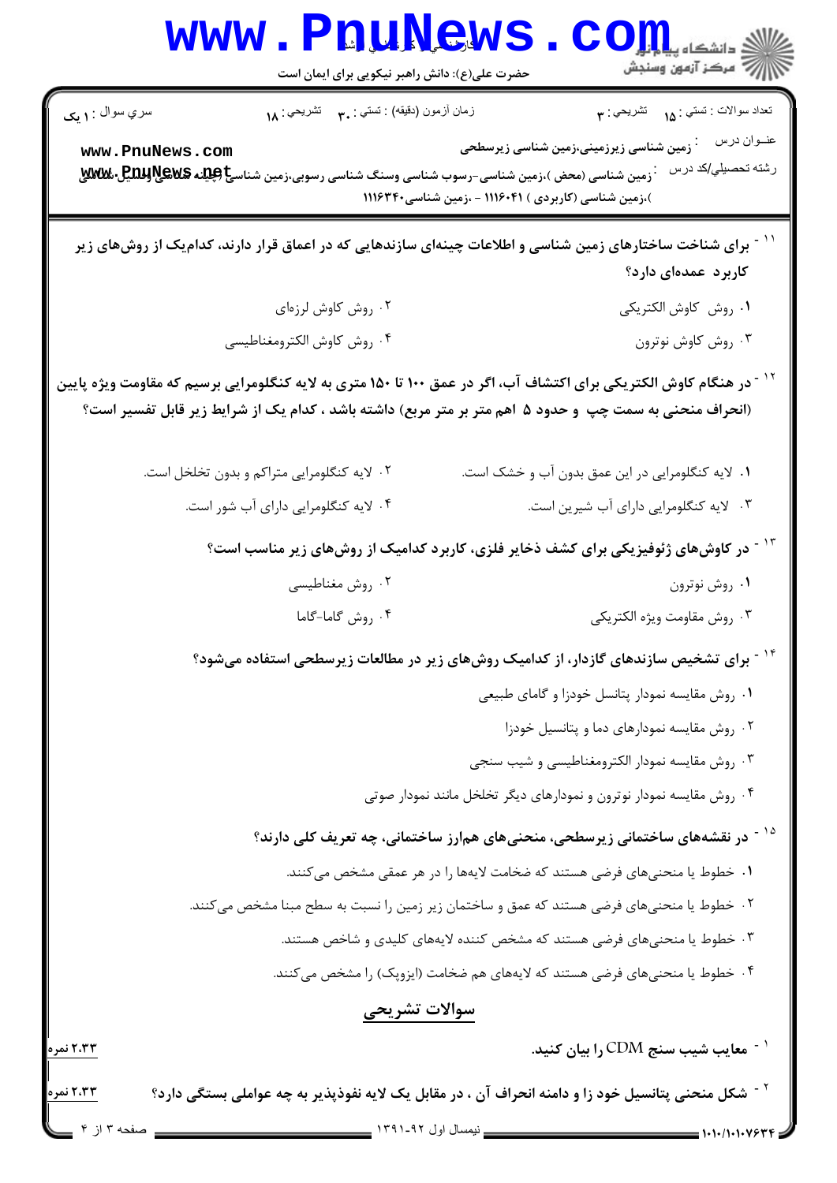www.PnuNews.com

حضرت علی(ع): دانش راهبر نیکویی برای ایمان است

سري سوال : ۱ یک | زمان آزمون (دقیقه) : تستی : ۳۰ تشریحی : ۱۸ | تعداد سوالات : تستی : ۱۵ تشریحی : ۳

عنوان درس : زمین شناسی زیرزمینی،زمین شناسی زیرسطحی

رشته تحصیلی/کد درس : زمین شناسی (محض )،زمین شناسی-رسوب شناسی وسنگ شناسی رسوبی،زمین شناسی (پیله نفتی وتحلیل حوضه)،زمین شناسی (کاربردی ) ۱۱۱۶۰۴۱ - ،زمین شناسی۱۱۱۶۳۴۰

۱۱ - برای شناخت ساختارهای زمین شناسی و اطلاعات چینه‌ای سازندهایی که در اعماق قرار دارند، کدام‌یک از روش‌های زیر کاربرد عمده‌ای دارد؟

۱. روش کاوش الکتریکی
۲. روش کاوش لرزه‌ای
۳. روش کاوش نوترون
۴. روش کاوش الکترومغناطیسی

۱۲ - در هنگام کاوش الکتریکی برای اکتشاف آب، اگر در عمق ۱۰۰ تا ۱۵۰ متری به لایه کنگلومرایی برسیم که مقاومت ویژه پایین (انحراف منحنی به سمت چپ و حدود ۵ اهم متر بر متر مربع) داشته باشد ، کدام یک از شرایط زیر قابل تفسیر است؟

۱. لایه کنگلومرایی در این عمق بدون آب و خشک است.
۲. لایه کنگلومرایی متراکم و بدون تخلخل است.
۳. لایه کنگلومرایی دارای آب شیرین است.
۴. لایه کنگلومرایی دارای آب شور است.

۱۳ - در کاوش‌های ژئوفیزیکی برای کشف ذخایر فلزی، کاربرد کدامیک از روش‌های زیر مناسب است؟

۱. روش نوترون
۲. روش مغناطیسی
۳. روش مقاومت ویژه الکتریکی
۴. روش گاما-گاما

۱۴ - برای تشخیص سازندهای گازدار، از کدامیک روش‌های زیر در مطالعات زیرسطحی استفاده می‌شود؟

۱. روش مقایسه نمودار پتانسل خودزا و گامای طبیعی
۲. روش مقایسه نمودارهای دما و پتانسیل خودزا
۳. روش مقایسه نمودار الکترومغناطیسی و شیب سنجی
۴. روش مقایسه نمودار نوترون و نمودارهای دیگر تخلخل مانند نمودار صوتی

۱۵ - در نقشه‌های ساختمانی زیرسطحی، منحنی‌های هم‌ارز ساختمانی، چه تعریف کلی دارند؟

۱. خطوط یا منحنی‌های فرضی هستند که ضخامت لایه‌ها را در هر عمقی مشخص می‌کنند.
۲. خطوط یا منحنی‌های فرضی هستند که عمق و ساختمان زیر زمین را نسبت به سطح مبنا مشخص می‌کنند.
۳. خطوط یا منحنی‌های فرضی هستند که مشخص کننده لایه‌های کلیدی و شاخص هستند.
۴. خطوط یا منحنی‌های فرضی هستند که لایه‌های هم ضخامت (ایزوپک) را مشخص می‌کنند.

## سوالات تشریحی

۱ - معایب شیب سنج CDM را بیان کنید. (۲،۳۳ نمره)

۲ - شکل منحنی پتانسیل خود زا و دامنه انحراف آن ، در مقابل یک لایه نفوذپذیر به چه عواملی بستگی دارد؟ (۲،۳۳ نمره)

نیمسال اول ۹۲-۱۳۹۱

۱۰۱۰/۱۰۱۰۷۶۳۴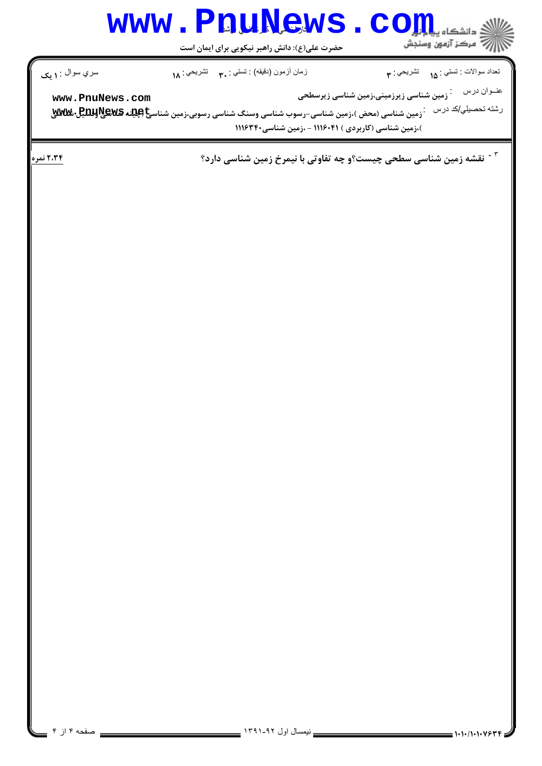سري سوال : ۱ یک

زمان آزمون (دقیقه) : تستي : ۳۰ تشريحي : ۱۸

تعداد سوالات : تستي : ۱۵ تشريحي : ۳

عنــوان درس : زمین شناسی زیرزمینی،زمین شناسی زیرسطحی

رشته تحصيلي/کد درس : زمین شناسی (محض )،زمین شناسی-رسوب شناسی وسنگ شناسی رسوبی،زمین شناسی (چینه شناسی وفسیل شناسی )،زمین شناسی (کاربردی ) ۱۱۱۶۰۴۱ - ،زمین شناسی۱۱۱۶۳۴۰

۳ - نقشه زمین شناسی سطحی چیست؟و چه تفاوتی با نیمرخ زمین شناسی دارد؟ ۲،۳۴ نمره